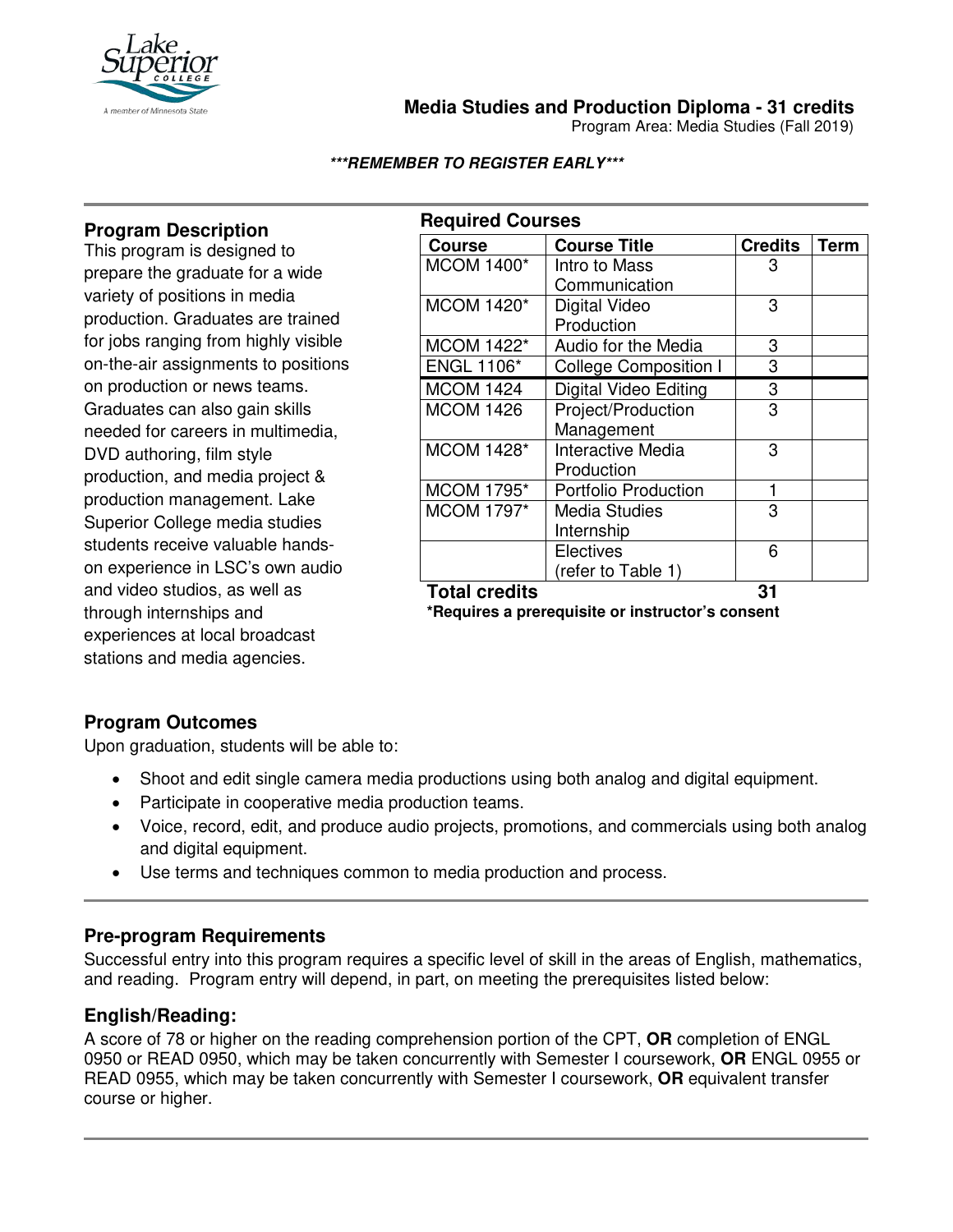# Media Studies and Production Diploma - 31 credits

Program Area: Media Studies (Fall 2019)

***REMEMBER TO REGISTER EARLY***

## Program Description

This program is designed to prepare the graduate for a wide variety of positions in media production. Graduates are trained for jobs ranging from highly visible on-the-air assignments to positions on production or news teams. Graduates can also gain skills needed for careers in multimedia, DVD authoring, film style production, and media project & production management. Lake Superior College media studies students receive valuable hands-on experience in LSC's own audio and video studios, as well as through internships and experiences at local broadcast stations and media agencies.

## Required Courses

| Course | Course Title | Credits | Term |
|---|---|---|---|
| MCOM 1400* | Intro to Mass Communication | 3 | |
| MCOM 1420* | Digital Video Production | 3 | |
| MCOM 1422* | Audio for the Media | 3 | |
| ENGL 1106* | College Composition I | 3 | |
| MCOM 1424 | Digital Video Editing | 3 | |
| MCOM 1426 | Project/Production Management | 3 | |
| MCOM 1428* | Interactive Media Production | 3 | |
| MCOM 1795* | Portfolio Production | 1 | |
| MCOM 1797* | Media Studies Internship | 3 | |
| | Electives (refer to Table 1) | 6 | |
| **Total credits** | | **31** | |

***Requires a prerequisite or instructor's consent**

## Program Outcomes

Upon graduation, students will be able to:

- Shoot and edit single camera media productions using both analog and digital equipment.
- Participate in cooperative media production teams.
- Voice, record, edit, and produce audio projects, promotions, and commercials using both analog and digital equipment.
- Use terms and techniques common to media production and process.

## Pre-program Requirements

Successful entry into this program requires a specific level of skill in the areas of English, mathematics, and reading. Program entry will depend, in part, on meeting the prerequisites listed below:

### English/Reading:

A score of 78 or higher on the reading comprehension portion of the CPT, **OR** completion of ENGL 0950 or READ 0950, which may be taken concurrently with Semester I coursework, **OR** ENGL 0955 or READ 0955, which may be taken concurrently with Semester I coursework, **OR** equivalent transfer course or higher.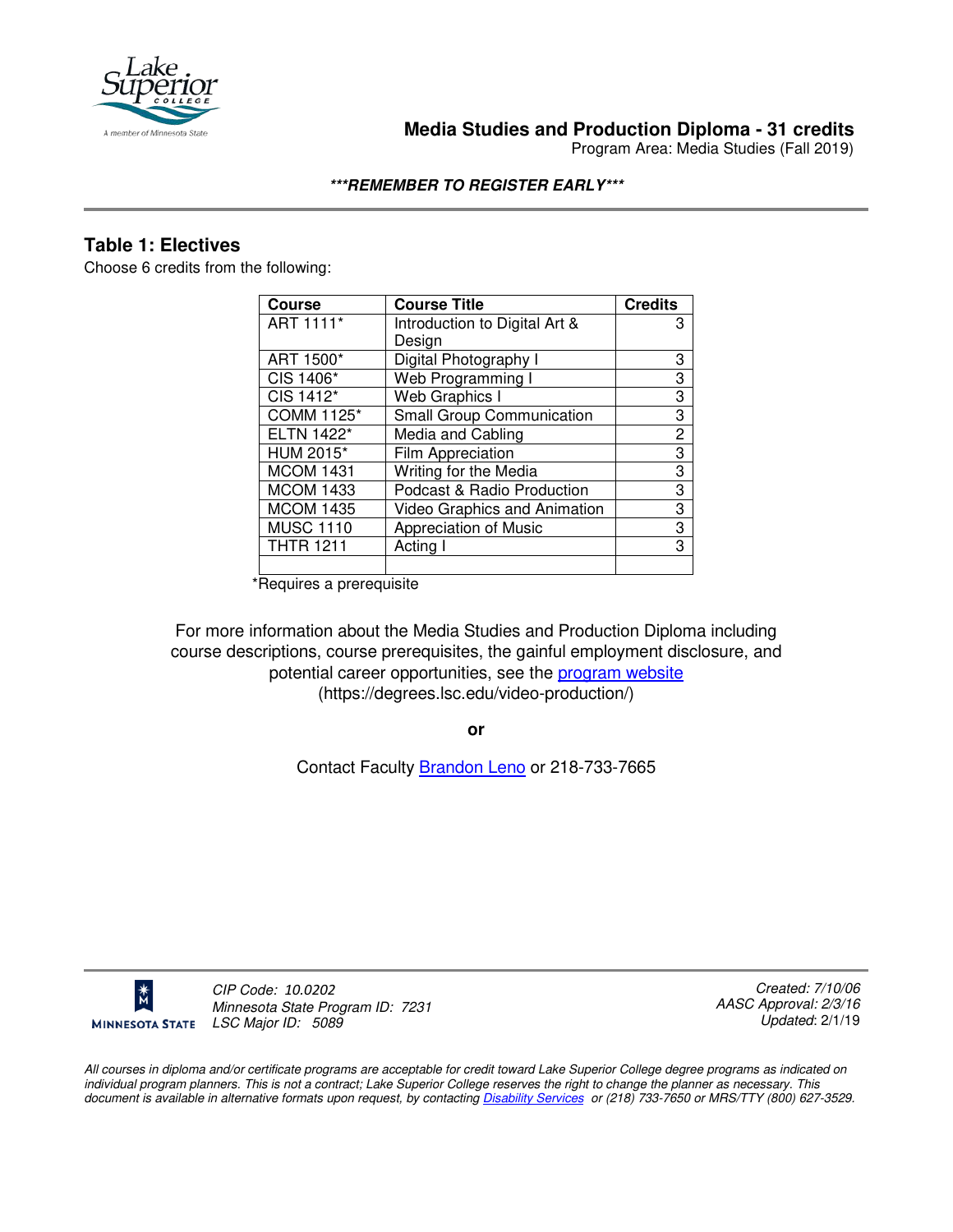**Media Studies and Production Diploma - 31 credits**
Program Area: Media Studies (Fall 2019)

***REMEMBER TO REGISTER EARLY***

## Table 1: Electives

Choose 6 credits from the following:

| Course | Course Title | Credits |
|---|---|---|
| ART 1111* | Introduction to Digital Art & Design | 3 |
| ART 1500* | Digital Photography I | 3 |
| CIS 1406* | Web Programming I | 3 |
| CIS 1412* | Web Graphics I | 3 |
| COMM 1125* | Small Group Communication | 3 |
| ELTN 1422* | Media and Cabling | 2 |
| HUM 2015* | Film Appreciation | 3 |
| MCOM 1431 | Writing for the Media | 3 |
| MCOM 1433 | Podcast & Radio Production | 3 |
| MCOM 1435 | Video Graphics and Animation | 3 |
| MUSC 1110 | Appreciation of Music | 3 |
| THTR 1211 | Acting I | 3 |
| | | |

*Requires a prerequisite

For more information about the Media Studies and Production Diploma including course descriptions, course prerequisites, the gainful employment disclosure, and potential career opportunities, see the program website (https://degrees.lsc.edu/video-production/)

**or**

Contact Faculty Brandon Leno or 218-733-7665

*CIP Code: 10.0202*
*Minnesota State Program ID: 7231*
*LSC Major ID: 5089*

*Created: 7/10/06*
*AASC Approval: 2/3/16*
*Updated: 2/1/19*

*All courses in diploma and/or certificate programs are acceptable for credit toward Lake Superior College degree programs as indicated on individual program planners. This is not a contract; Lake Superior College reserves the right to change the planner as necessary. This document is available in alternative formats upon request, by contacting Disability Services or (218) 733-7650 or MRS/TTY (800) 627-3529.*